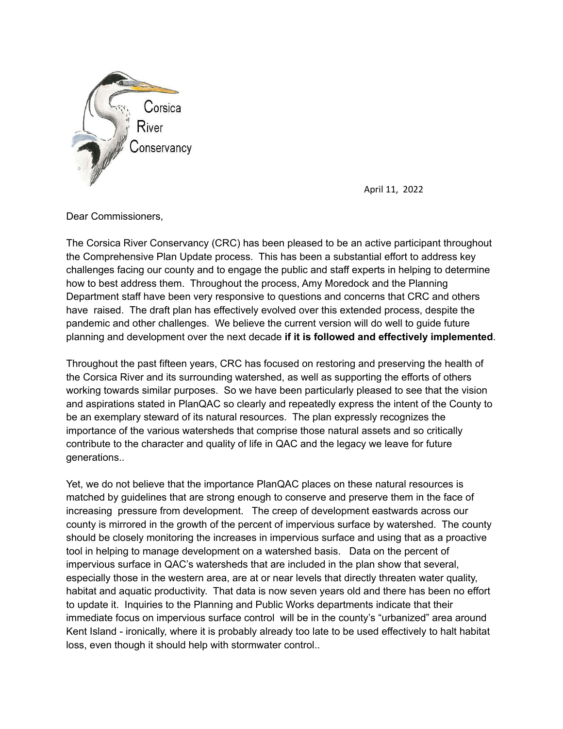Corsica River Conservancy

April 11, 2022

Dear Commissioners,

The Corsica River Conservancy (CRC) has been pleased to be an active participant throughout the Comprehensive Plan Update process. This has been a substantial effort to address key challenges facing our county and to engage the public and staff experts in helping to determine how to best address them. Throughout the process, Amy Moredock and the Planning Department staff have been very responsive to questions and concerns that CRC and others have raised. The draft plan has effectively evolved over this extended process, despite the pandemic and other challenges. We believe the current version will do well to guide future planning and development over the next decade **if it is followed and effectively implemented**.

Throughout the past fifteen years, CRC has focused on restoring and preserving the health of the Corsica River and its surrounding watershed, as well as supporting the efforts of others working towards similar purposes. So we have been particularly pleased to see that the vision and aspirations stated in PlanQAC so clearly and repeatedly express the intent of the County to be an exemplary steward of its natural resources. The plan expressly recognizes the importance of the various watersheds that comprise those natural assets and so critically contribute to the character and quality of life in QAC and the legacy we leave for future generations..

Yet, we do not believe that the importance PlanQAC places on these natural resources is matched by guidelines that are strong enough to conserve and preserve them in the face of increasing pressure from development. The creep of development eastwards across our county is mirrored in the growth of the percent of impervious surface by watershed. The county should be closely monitoring the increases in impervious surface and using that as a proactive tool in helping to manage development on a watershed basis. Data on the percent of impervious surface in QAC's watersheds that are included in the plan show that several, especially those in the western area, are at or near levels that directly threaten water quality, habitat and aquatic productivity. That data is now seven years old and there has been no effort to update it. Inquiries to the Planning and Public Works departments indicate that their immediate focus on impervious surface control will be in the county's "urbanized" area around Kent Island - ironically, where it is probably already too late to be used effectively to halt habitat loss, even though it should help with stormwater control..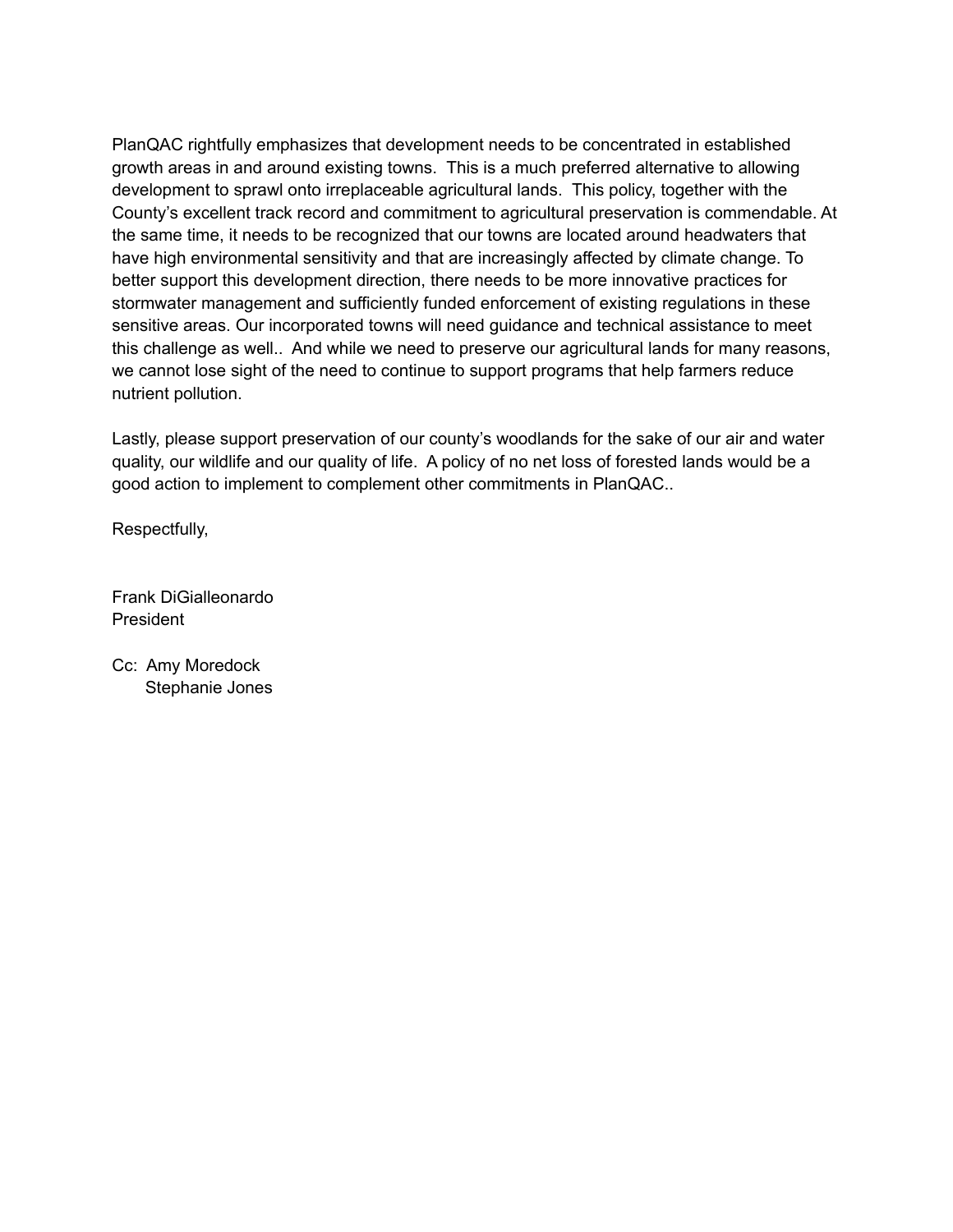PlanQAC rightfully emphasizes that development needs to be concentrated in established growth areas in and around existing towns.  This is a much preferred alternative to allowing development to sprawl onto irreplaceable agricultural lands.  This policy, together with the County's excellent track record and commitment to agricultural preservation is commendable. At the same time, it needs to be recognized that our towns are located around headwaters that have high environmental sensitivity and that are increasingly affected by climate change. To better support this development direction, there needs to be more innovative practices for stormwater management and sufficiently funded enforcement of existing regulations in these sensitive areas. Our incorporated towns will need guidance and technical assistance to meet this challenge as well..  And while we need to preserve our agricultural lands for many reasons, we cannot lose sight of the need to continue to support programs that help farmers reduce nutrient pollution.

Lastly, please support preservation of our county's woodlands for the sake of our air and water quality, our wildlife and our quality of life.  A policy of no net loss of forested lands would be a good action to implement to complement other commitments in PlanQAC..

Respectfully,

Frank DiGialleonardo  
President

Cc:  Amy Moredock  
       Stephanie Jones